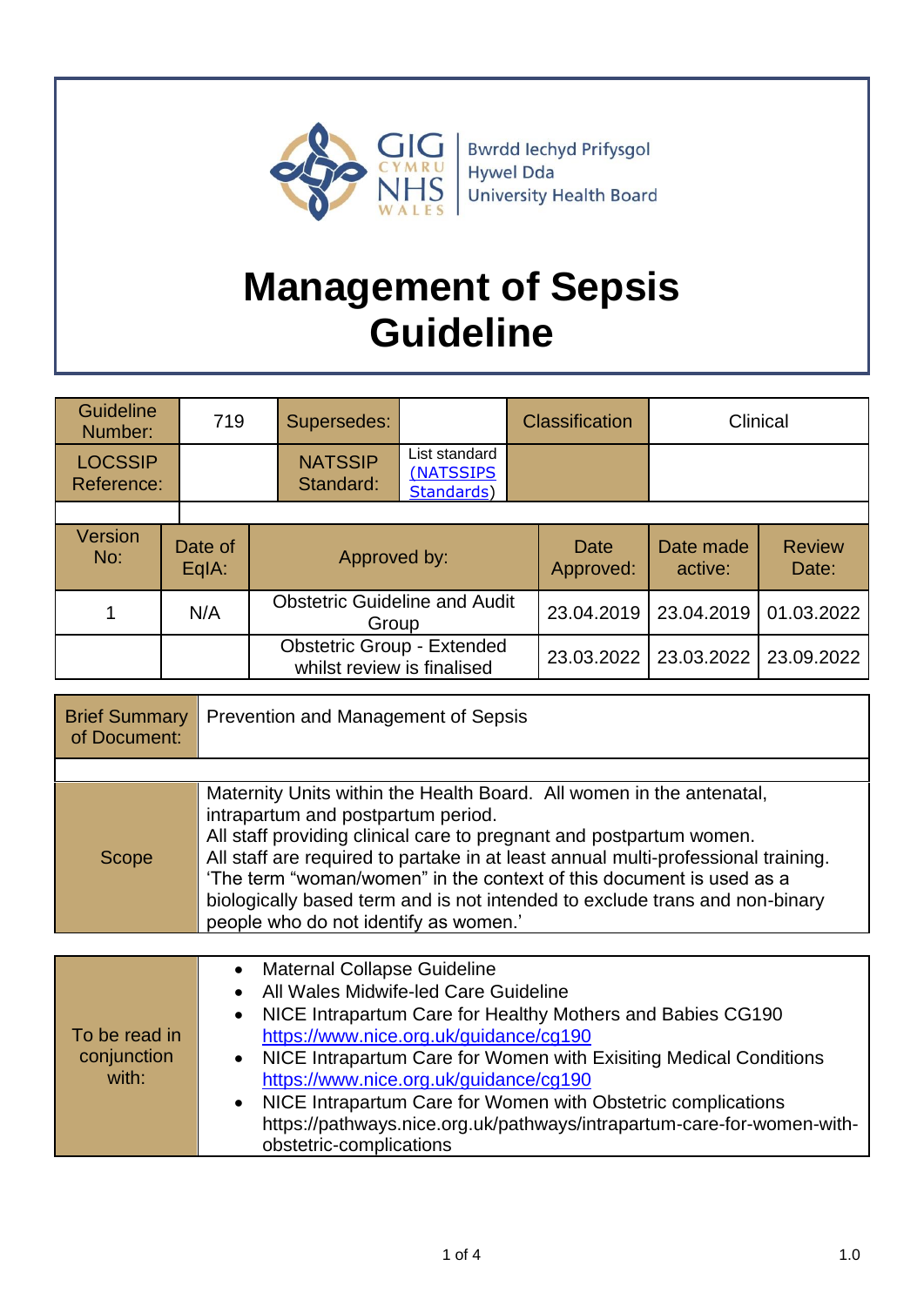Bwrdd Iechyd Prifysgol Hywel Dda University Health Board

# Management of Sepsis Guideline

| Guideline Number: | 719 | Supersedes: | | Classification | Clinical |
|---|---|---|---|---|---|
| LOCSSIP Reference: | | NATSSIP Standard: | List standard (NATSSIPS Standards) | | |

| Version No: | Date of EqIA: | Approved by: | Date Approved: | Date made active: | Review Date: |
|---|---|---|---|---|---|
| 1 | N/A | Obstetric Guideline and Audit Group | 23.04.2019 | 23.04.2019 | 01.03.2022 |
| | | Obstetric Group - Extended whilst review is finalised | 23.03.2022 | 23.03.2022 | 23.09.2022 |

| Brief Summary of Document: | Prevention and Management of Sepsis |
|---|---|
| Scope | Maternity Units within the Health Board. All women in the antenatal, intrapartum and postpartum period.<br>All staff providing clinical care to pregnant and postpartum women.<br>All staff are required to partake in at least annual multi-professional training.<br>'The term "woman/women" in the context of this document is used as a biologically based term and is not intended to exclude trans and non-binary people who do not identify as women.' |

| To be read in conjunction with: | • Maternal Collapse Guideline<br>• All Wales Midwife-led Care Guideline<br>• NICE Intrapartum Care for Healthy Mothers and Babies CG190 https://www.nice.org.uk/guidance/cg190<br>• NICE Intrapartum Care for Women with Exisiting Medical Conditions https://www.nice.org.uk/guidance/cg190<br>• NICE Intrapartum Care for Women with Obstetric complications https://pathways.nice.org.uk/pathways/intrapartum-care-for-women-with-obstetric-complications |
|---|---|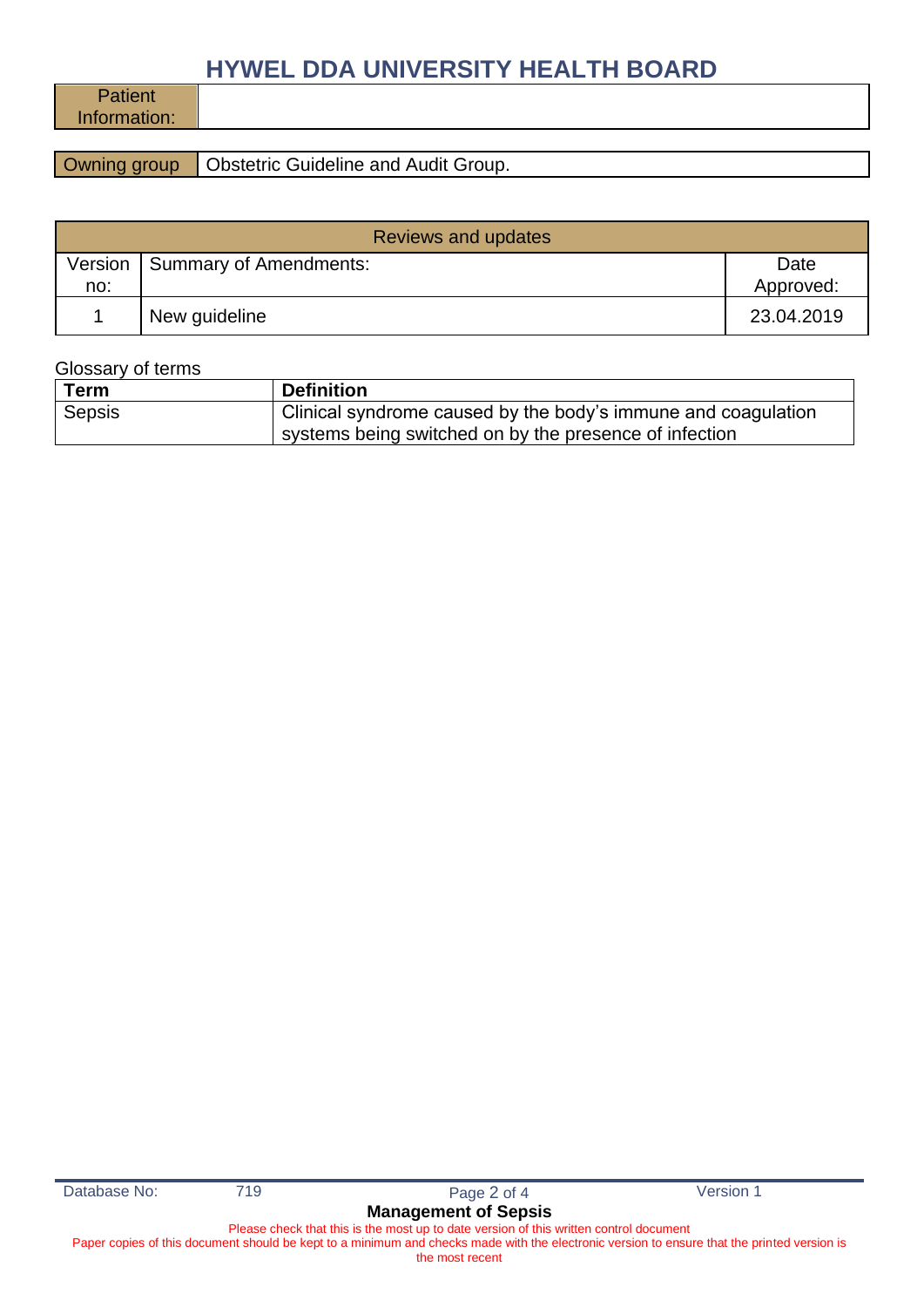| Patient Information: | |
|---|---|

| Owning group | Obstetric Guideline and Audit Group. |
|---|---|

| Reviews and updates | | |
|---|---|---|
| Version no: | Summary of Amendments: | Date Approved: |
| 1 | New guideline | 23.04.2019 |

Glossary of terms

| Term | Definition |
|---|---|
| Sepsis | Clinical syndrome caused by the body's immune and coagulation systems being switched on by the presence of infection |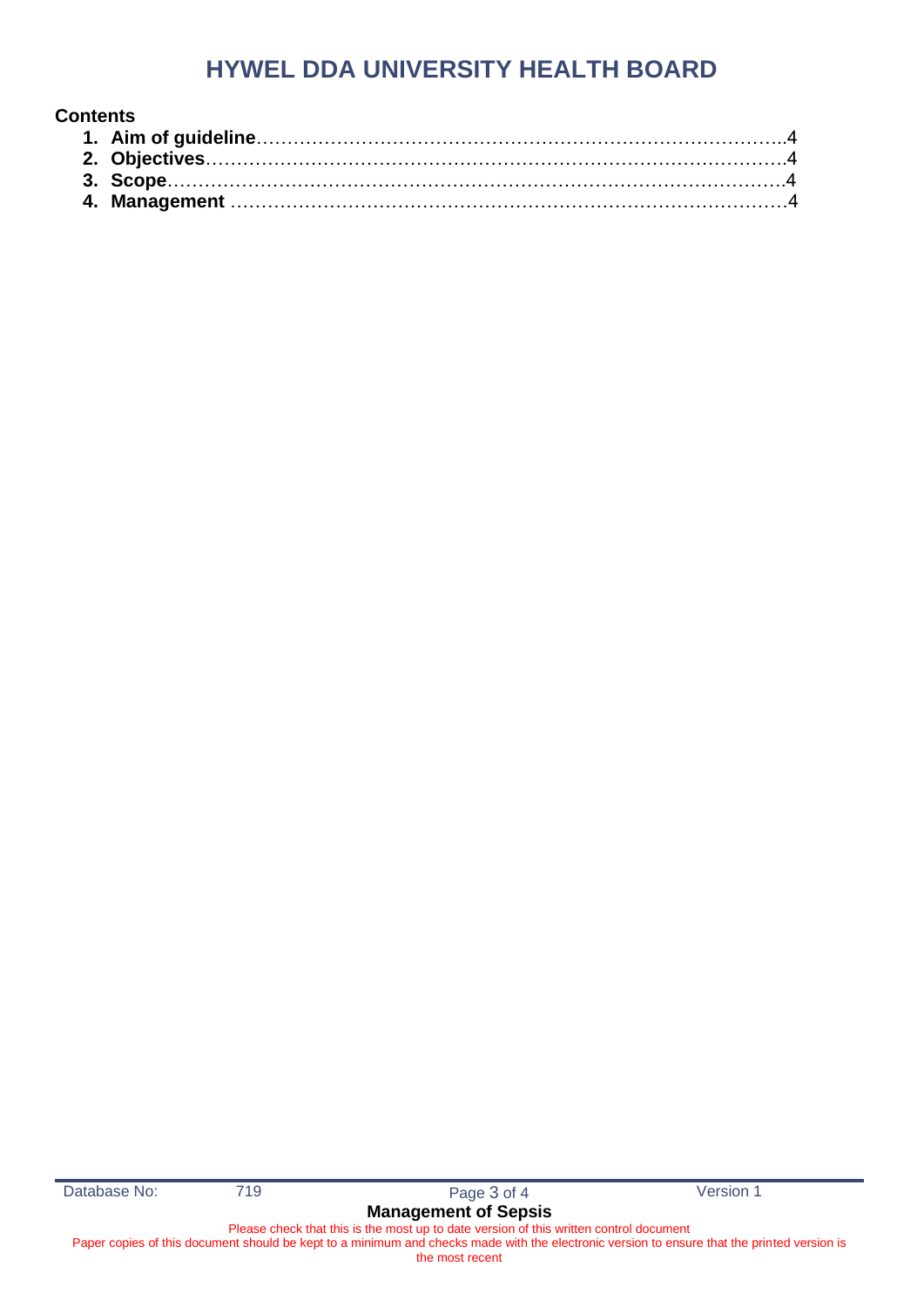# HYWEL DDA UNIVERSITY HEALTH BOARD

**Contents**

1. **Aim of guideline**……………………………………………………………………….4
2. **Objectives**……………………………………………………………………………….4
3. **Scope**…………………………………………………………………………………….4
4. **Management** ……………………………………………………………………………4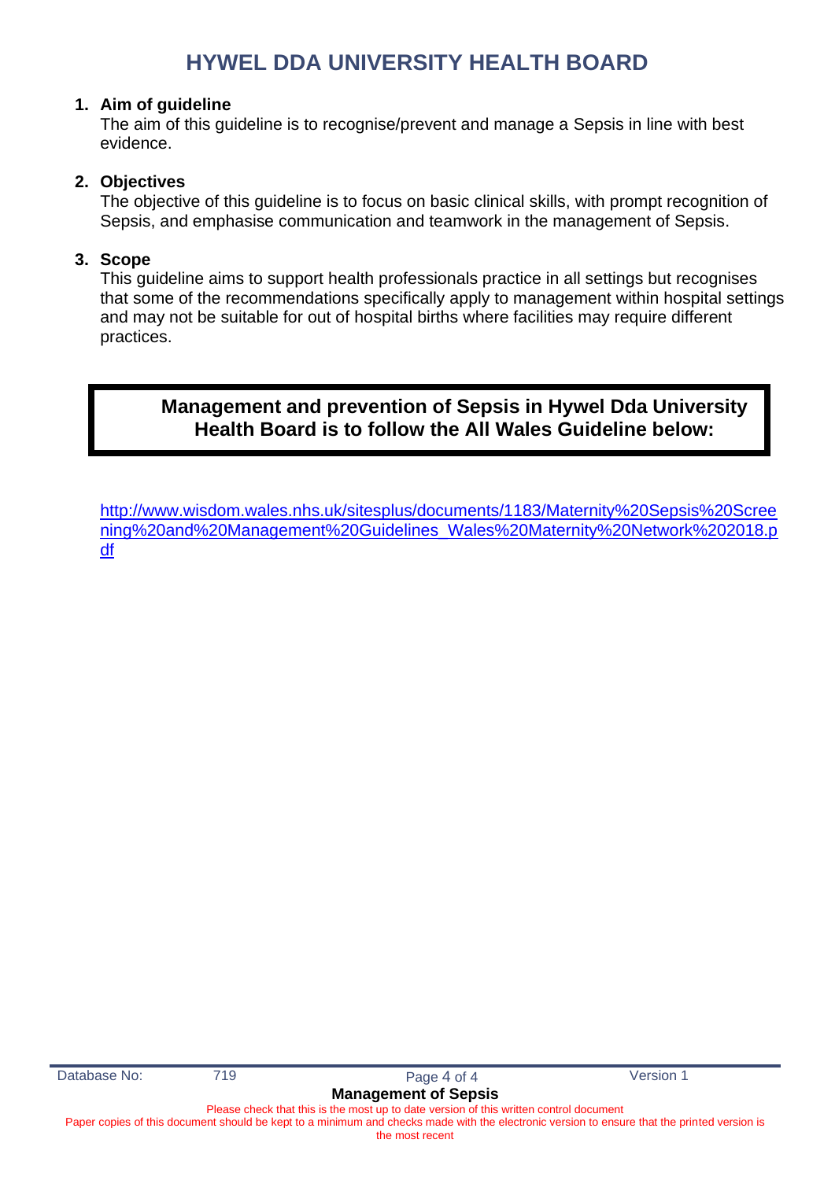# HYWEL DDA UNIVERSITY HEALTH BOARD

## 1. Aim of guideline

The aim of this guideline is to recognise/prevent and manage a Sepsis in line with best evidence.

## 2. Objectives

The objective of this guideline is to focus on basic clinical skills, with prompt recognition of Sepsis, and emphasise communication and teamwork in the management of Sepsis.

## 3. Scope

This guideline aims to support health professionals practice in all settings but recognises that some of the recommendations specifically apply to management within hospital settings and may not be suitable for out of hospital births where facilities may require different practices.

**Management and prevention of Sepsis in Hywel Dda University Health Board is to follow the All Wales Guideline below:**

http://www.wisdom.wales.nhs.uk/sitesplus/documents/1183/Maternity%20Sepsis%20Screening%20and%20Management%20Guidelines_Wales%20Maternity%20Network%202018.pdf